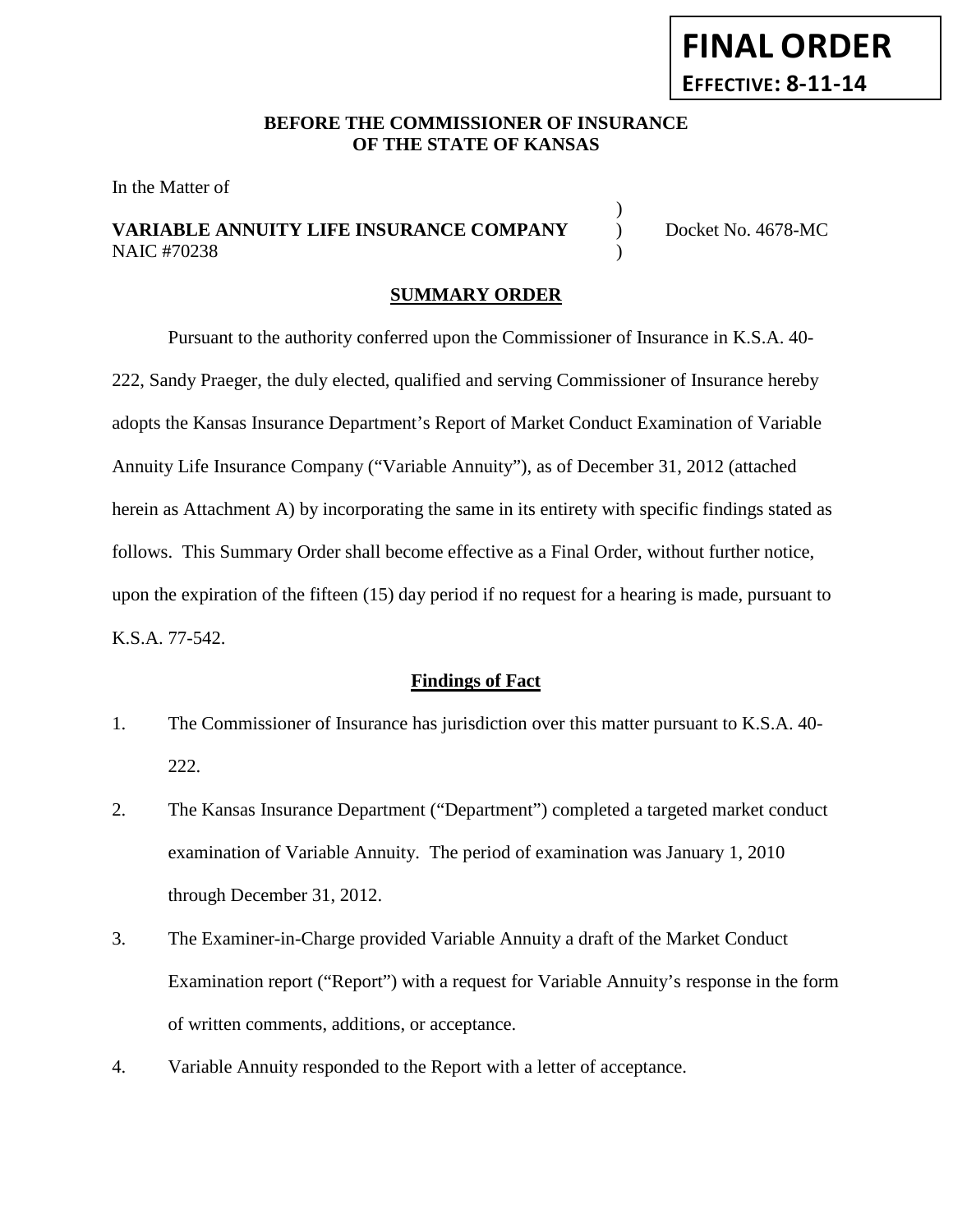**FINAL ORDER**

**EFFECTIVE: 8-11-14**

**BEFORE THE COMMISSIONER OF INSURANCE**
**OF THE STATE OF KANSAS**

In the Matter of

**VARIABLE ANNUITY LIFE INSURANCE COMPANY** ) Docket No. 4678-MC
NAIC #70238 )

## SUMMARY ORDER

Pursuant to the authority conferred upon the Commissioner of Insurance in K.S.A. 40-222, Sandy Praeger, the duly elected, qualified and serving Commissioner of Insurance hereby adopts the Kansas Insurance Department's Report of Market Conduct Examination of Variable Annuity Life Insurance Company ("Variable Annuity"), as of December 31, 2012 (attached herein as Attachment A) by incorporating the same in its entirety with specific findings stated as follows. This Summary Order shall become effective as a Final Order, without further notice, upon the expiration of the fifteen (15) day period if no request for a hearing is made, pursuant to K.S.A. 77-542.

### Findings of Fact

1. The Commissioner of Insurance has jurisdiction over this matter pursuant to K.S.A. 40-222.
2. The Kansas Insurance Department ("Department") completed a targeted market conduct examination of Variable Annuity. The period of examination was January 1, 2010 through December 31, 2012.
3. The Examiner-in-Charge provided Variable Annuity a draft of the Market Conduct Examination report ("Report") with a request for Variable Annuity's response in the form of written comments, additions, or acceptance.
4. Variable Annuity responded to the Report with a letter of acceptance.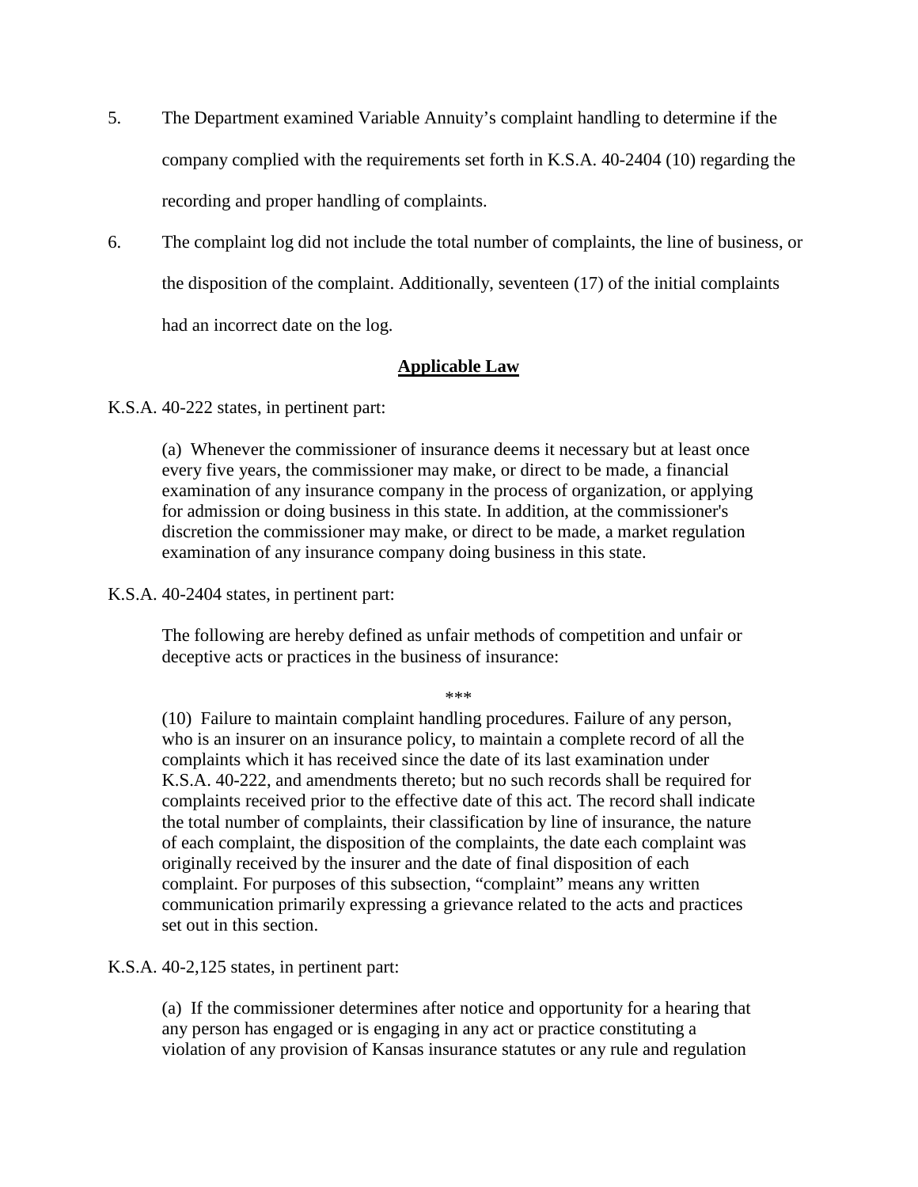5. The Department examined Variable Annuity's complaint handling to determine if the company complied with the requirements set forth in K.S.A. 40-2404 (10) regarding the recording and proper handling of complaints.

6. The complaint log did not include the total number of complaints, the line of business, or the disposition of the complaint. Additionally, seventeen (17) of the initial complaints had an incorrect date on the log.

## Applicable Law

K.S.A. 40-222 states, in pertinent part:

> (a) Whenever the commissioner of insurance deems it necessary but at least once every five years, the commissioner may make, or direct to be made, a financial examination of any insurance company in the process of organization, or applying for admission or doing business in this state. In addition, at the commissioner's discretion the commissioner may make, or direct to be made, a market regulation examination of any insurance company doing business in this state.

K.S.A. 40-2404 states, in pertinent part:

> The following are hereby defined as unfair methods of competition and unfair or deceptive acts or practices in the business of insurance:
>
> \*\*\*
>
> (10) Failure to maintain complaint handling procedures. Failure of any person, who is an insurer on an insurance policy, to maintain a complete record of all the complaints which it has received since the date of its last examination under K.S.A. 40-222, and amendments thereto; but no such records shall be required for complaints received prior to the effective date of this act. The record shall indicate the total number of complaints, their classification by line of insurance, the nature of each complaint, the disposition of the complaints, the date each complaint was originally received by the insurer and the date of final disposition of each complaint. For purposes of this subsection, "complaint" means any written communication primarily expressing a grievance related to the acts and practices set out in this section.

K.S.A. 40-2,125 states, in pertinent part:

> (a) If the commissioner determines after notice and opportunity for a hearing that any person has engaged or is engaging in any act or practice constituting a violation of any provision of Kansas insurance statutes or any rule and regulation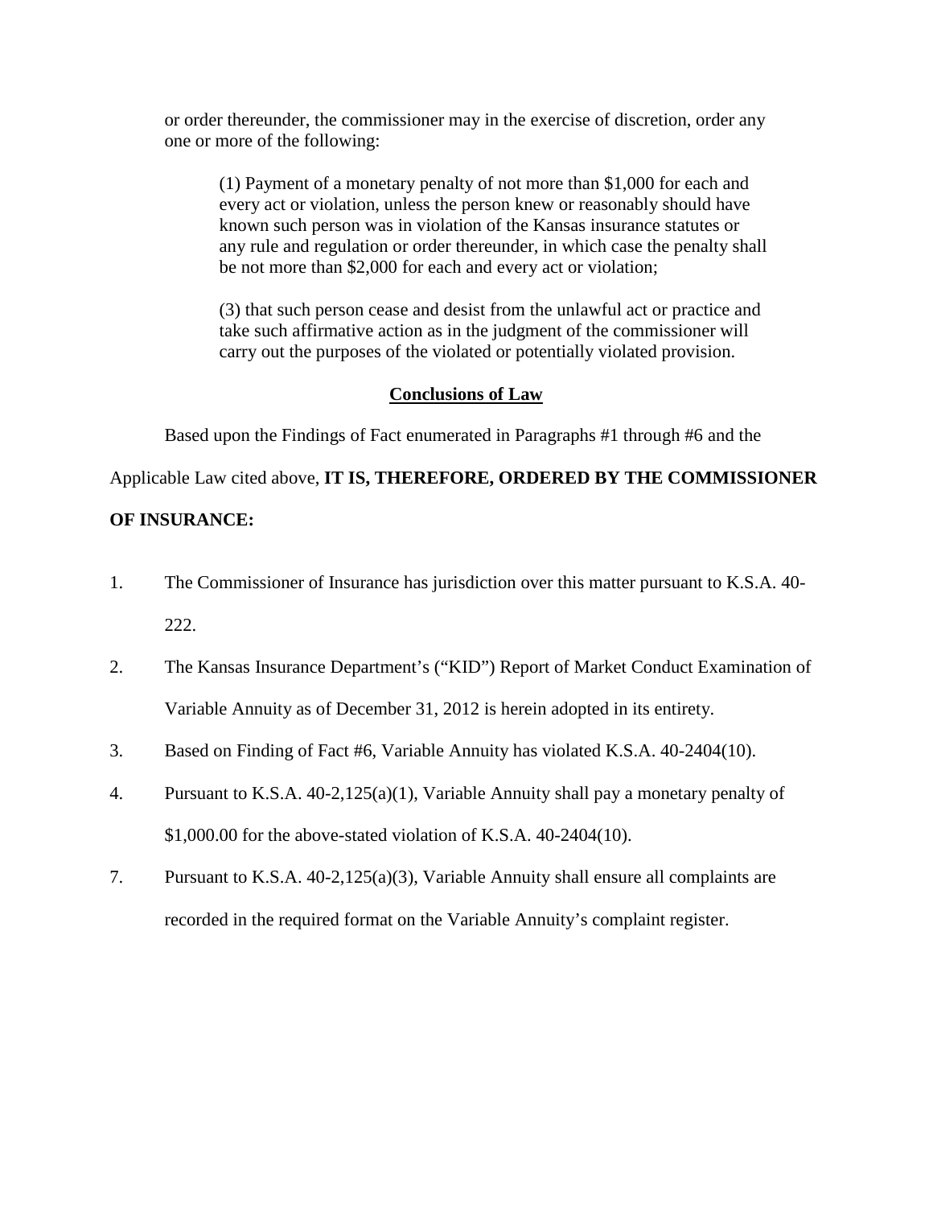or order thereunder, the commissioner may in the exercise of discretion, order any one or more of the following:

> (1) Payment of a monetary penalty of not more than $1,000 for each and every act or violation, unless the person knew or reasonably should have known such person was in violation of the Kansas insurance statutes or any rule and regulation or order thereunder, in which case the penalty shall be not more than $2,000 for each and every act or violation;
>
> (3) that such person cease and desist from the unlawful act or practice and take such affirmative action as in the judgment of the commissioner will carry out the purposes of the violated or potentially violated provision.

## Conclusions of Law

Based upon the Findings of Fact enumerated in Paragraphs #1 through #6 and the Applicable Law cited above, **IT IS, THEREFORE, ORDERED BY THE COMMISSIONER OF INSURANCE:**

1. The Commissioner of Insurance has jurisdiction over this matter pursuant to K.S.A. 40-222.
2. The Kansas Insurance Department's ("KID") Report of Market Conduct Examination of Variable Annuity as of December 31, 2012 is herein adopted in its entirety.
3. Based on Finding of Fact #6, Variable Annuity has violated K.S.A. 40-2404(10).
4. Pursuant to K.S.A. 40-2,125(a)(1), Variable Annuity shall pay a monetary penalty of $1,000.00 for the above-stated violation of K.S.A. 40-2404(10).

7. Pursuant to K.S.A. 40-2,125(a)(3), Variable Annuity shall ensure all complaints are recorded in the required format on the Variable Annuity's complaint register.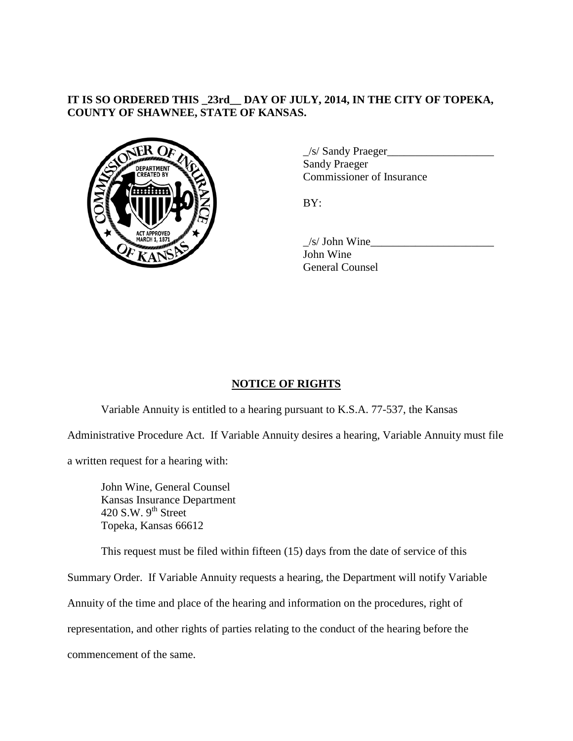**IT IS SO ORDERED THIS _23rd__ DAY OF JULY, 2014, IN THE CITY OF TOPEKA, COUNTY OF SHAWNEE, STATE OF KANSAS.**

_/s/ Sandy Praeger___________________
Sandy Praeger
Commissioner of Insurance

BY:

_/s/ John Wine______________________
John Wine
General Counsel

## NOTICE OF RIGHTS

Variable Annuity is entitled to a hearing pursuant to K.S.A. 77-537, the Kansas Administrative Procedure Act. If Variable Annuity desires a hearing, Variable Annuity must file a written request for a hearing with:

John Wine, General Counsel
Kansas Insurance Department
420 S.W. 9th Street
Topeka, Kansas 66612

This request must be filed within fifteen (15) days from the date of service of this Summary Order. If Variable Annuity requests a hearing, the Department will notify Variable Annuity of the time and place of the hearing and information on the procedures, right of representation, and other rights of parties relating to the conduct of the hearing before the commencement of the same.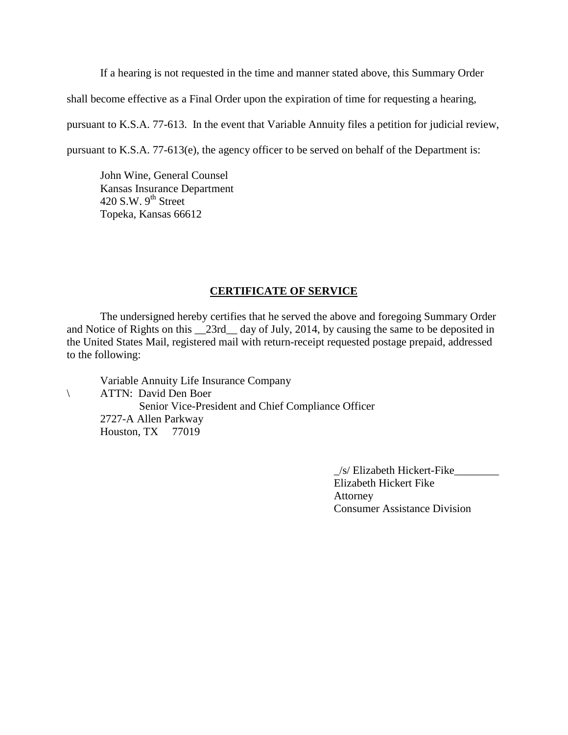If a hearing is not requested in the time and manner stated above, this Summary Order shall become effective as a Final Order upon the expiration of time for requesting a hearing, pursuant to K.S.A. 77-613. In the event that Variable Annuity files a petition for judicial review, pursuant to K.S.A. 77-613(e), the agency officer to be served on behalf of the Department is:

John Wine, General Counsel
Kansas Insurance Department
420 S.W. 9th Street
Topeka, Kansas 66612

## CERTIFICATE OF SERVICE

The undersigned hereby certifies that he served the above and foregoing Summary Order and Notice of Rights on this __23rd__ day of July, 2014, by causing the same to be deposited in the United States Mail, registered mail with return-receipt requested postage prepaid, addressed to the following:

Variable Annuity Life Insurance Company
\ ATTN: David Den Boer
Senior Vice-President and Chief Compliance Officer
2727-A Allen Parkway
Houston, TX 77019

_/s/ Elizabeth Hickert-Fike________
Elizabeth Hickert Fike
Attorney
Consumer Assistance Division